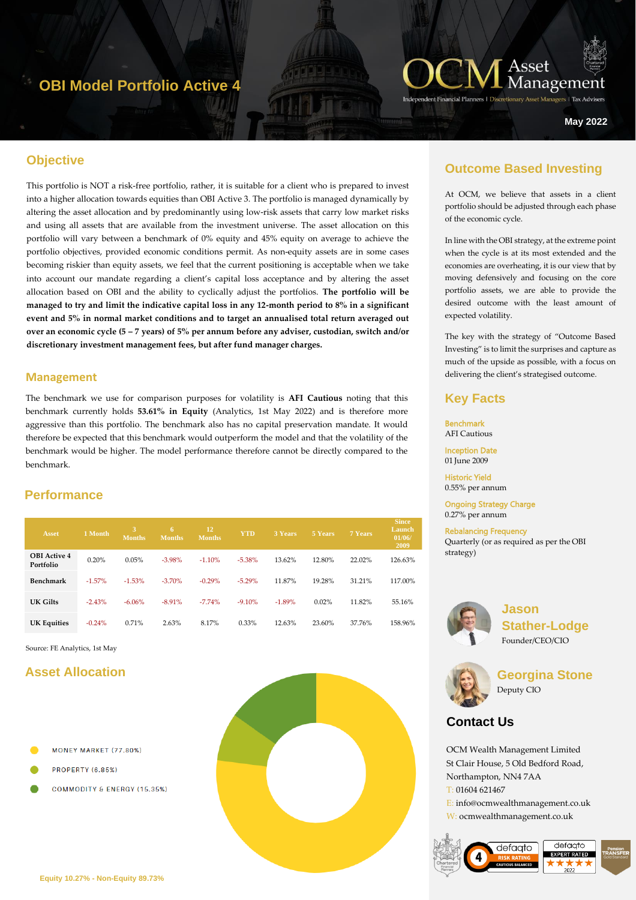# OBI Model Portfolio Active 4

OCM Asset Management

Independent Financial Planners | Discretionary Asset Managers | Tax Advisers

May 2022

## Objective

This portfolio is NOT a risk-free portfolio, rather, it is suitable for a client who is prepared to invest into a higher allocation towards equities than OBI Active 3. The portfolio is managed dynamically by altering the asset allocation and by predominantly using low-risk assets that carry low market risks and using all assets that are available from the investment universe. The asset allocation on this portfolio will vary between a benchmark of 0% equity and 45% equity on average to achieve the portfolio objectives, provided economic conditions permit. As non-equity assets are in some cases becoming riskier than equity assets, we feel that the current positioning is acceptable when we take into account our mandate regarding a client's capital loss acceptance and by altering the asset allocation based on OBI and the ability to cyclically adjust the portfolios. **The portfolio will be managed to try and limit the indicative capital loss in any 12-month period to 8% in a significant event and 5% in normal market conditions and to target an annualised total return averaged out over an economic cycle (5 – 7 years) of 5% per annum before any adviser, custodian, switch and/or discretionary investment management fees, but after fund manager charges.**

## Management

The benchmark we use for comparison purposes for volatility is **AFI Cautious** noting that this benchmark currently holds **53.61% in Equity** (Analytics, 1st May 2022) and is therefore more aggressive than this portfolio. The benchmark also has no capital preservation mandate. It would therefore be expected that this benchmark would outperform the model and that the volatility of the benchmark would be higher. The model performance therefore cannot be directly compared to the benchmark.

## Performance

| Asset | 1 Month | 3 Months | 6 Months | 12 Months | YTD | 3 Years | 5 Years | 7 Years | Since Launch 01/06/2009 |
|---|---|---|---|---|---|---|---|---|---|
| OBI Active 4 Portfolio | 0.20% | 0.05% | -3.98% | -1.10% | -5.38% | 13.62% | 12.80% | 22.02% | 126.63% |
| Benchmark | -1.57% | -1.53% | -3.70% | -0.29% | -5.29% | 11.87% | 19.28% | 31.21% | 117.00% |
| UK Gilts | -2.43% | -6.06% | -8.91% | -7.74% | -9.10% | -1.89% | 0.02% | 11.82% | 55.16% |
| UK Equities | -0.24% | 0.71% | 2.63% | 8.17% | 0.33% | 12.63% | 23.60% | 37.76% | 158.96% |

Source: FE Analytics, 1st May

## Asset Allocation

- MONEY MARKET (77.80%)
- PROPERTY (6.85%)
- COMMODITY & ENERGY (15.35%)

Equity 10.27% - Non-Equity 89.73%

## Outcome Based Investing

At OCM, we believe that assets in a client portfolio should be adjusted through each phase of the economic cycle.

In line with the OBI strategy, at the extreme point when the cycle is at its most extended and the economies are overheating, it is our view that by moving defensively and focusing on the core portfolio assets, we are able to provide the desired outcome with the least amount of expected volatility.

The key with the strategy of "Outcome Based Investing" is to limit the surprises and capture as much of the upside as possible, with a focus on delivering the client's strategised outcome.

## Key Facts

**Benchmark**
AFI Cautious

**Inception Date**
01 June 2009

**Historic Yield**
0.55% per annum

**Ongoing Strategy Charge**
0.27% per annum

**Rebalancing Frequency**
Quarterly (or as required as per the OBI strategy)

**Jason Stather-Lodge**
Founder/CEO/CIO

**Georgina Stone**
Deputy CIO

## Contact Us

OCM Wealth Management Limited
St Clair House, 5 Old Bedford Road,
Northampton, NN4 7AA
T: 01604 621467
E: info@ocmwealthmanagement.co.uk
W: ocmwealthmanagement.co.uk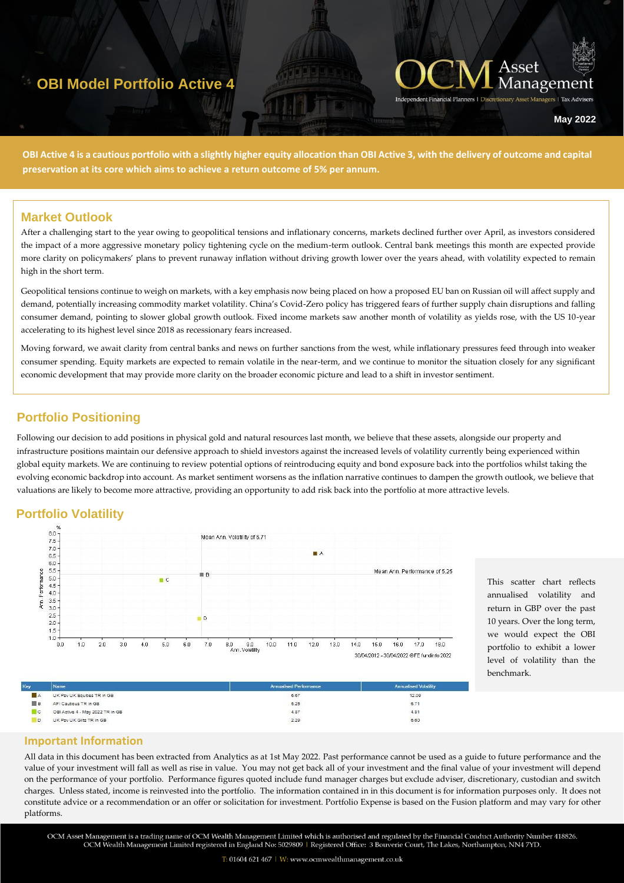# OBI Model Portfolio Active 4

OCM Asset Management

Independent Financial Planners | Discretionary Asset Managers | Tax Advisers

May 2022

**OBI Active 4 is a cautious portfolio with a slightly higher equity allocation than OBI Active 3, with the delivery of outcome and capital preservation at its core which aims to achieve a return outcome of 5% per annum.**

## Market Outlook

After a challenging start to the year owing to geopolitical tensions and inflationary concerns, markets declined further over April, as investors considered the impact of a more aggressive monetary policy tightening cycle on the medium-term outlook. Central bank meetings this month are expected provide more clarity on policymakers' plans to prevent runaway inflation without driving growth lower over the years ahead, with volatility expected to remain high in the short term.

Geopolitical tensions continue to weigh on markets, with a key emphasis now being placed on how a proposed EU ban on Russian oil will affect supply and demand, potentially increasing commodity market volatility. China's Covid-Zero policy has triggered fears of further supply chain disruptions and falling consumer demand, pointing to slower global growth outlook. Fixed income markets saw another month of volatility as yields rose, with the US 10-year accelerating to its highest level since 2018 as recessionary fears increased.

Moving forward, we await clarity from central banks and news on further sanctions from the west, while inflationary pressures feed through into weaker consumer spending. Equity markets are expected to remain volatile in the near-term, and we continue to monitor the situation closely for any significant economic development that may provide more clarity on the broader economic picture and lead to a shift in investor sentiment.

## Portfolio Positioning

Following our decision to add positions in physical gold and natural resources last month, we believe that these assets, alongside our property and infrastructure positions maintain our defensive approach to shield investors against the increased levels of volatility currently being experienced within global equity markets. We are continuing to review potential options of reintroducing equity and bond exposure back into the portfolios whilst taking the evolving economic backdrop into account. As market sentiment worsens as the inflation narrative continues to dampen the growth outlook, we believe that valuations are likely to become more attractive, providing an opportunity to add risk back into the portfolio at more attractive levels.

## Portfolio Volatility

%

Mean Ann. Volatility of 6.71

Mean Ann. Performance of 5.25

Ann. Performance

Ann. Volatility

30/04/2012 - 30/04/2022 ©FE fundinfo 2022

| Key | Name | Annualised Performance | Annualised Volatility |
|---|---|---|---|
| A | UK Pav UK Equities TR in GB | 6.67 | 12.09 |
| B | AFI Cautious TR in GB | 5.25 | 6.71 |
| C | OBI Active 4 - May 2022 TR in GB | 4.87 | 4.81 |
| D | UK Pav UK Gilts TR in GB | 2.29 | 6.60 |

This scatter chart reflects annualised volatility and return in GBP over the past 10 years. Over the long term, we would expect the OBI portfolio to exhibit a lower level of volatility than the benchmark.

## Important Information

All data in this document has been extracted from Analytics as at 1st May 2022. Past performance cannot be used as a guide to future performance and the value of your investment will fall as well as rise in value. You may not get back all of your investment and the final value of your investment will depend on the performance of your portfolio. Performance figures quoted include fund manager charges but exclude adviser, discretionary, custodian and switch charges. Unless stated, income is reinvested into the portfolio. The information contained in in this document is for information purposes only. It does not constitute advice or a recommendation or an offer or solicitation for investment. Portfolio Expense is based on the Fusion platform and may vary for other platforms.

OCM Asset Management is a trading name of OCM Wealth Management Limited which is authorised and regulated by the Financial Conduct Authority Number 418826. OCM Wealth Management Limited registered in England No: 5029809 | Registered Office: 3 Bouverie Court, The Lakes, Northampton, NN4 7YD.

T: 01604 621 467 | W: www.ocmwealthmanagement.co.uk